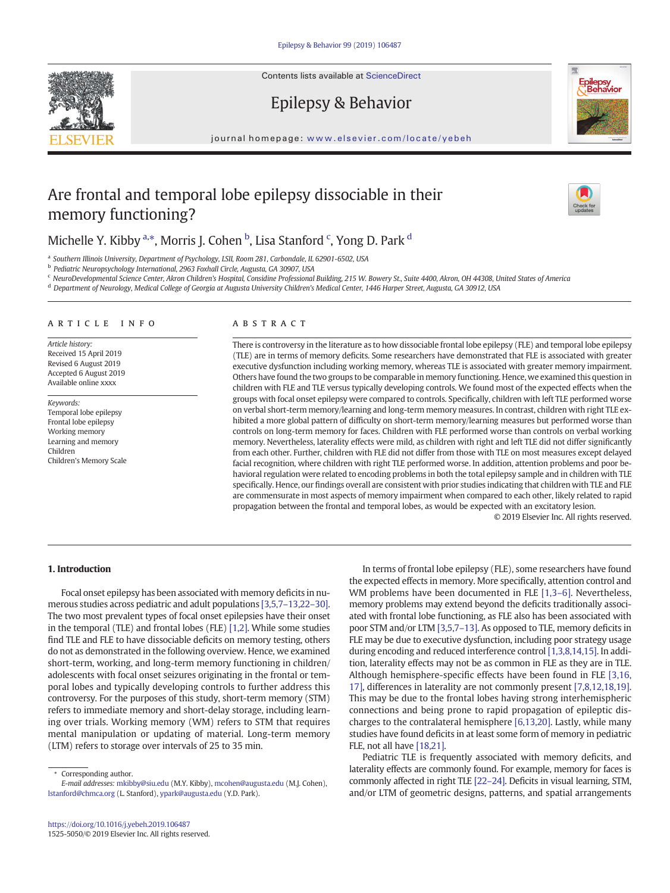Contents lists available at ScienceDirect

# Epilepsy & Behavior

journal homepage: www.elsevier.com/locate/yebeh

# Are frontal and temporal lobe epilepsy dissociable in their memory functioning?

Michelle Y. Kibby [a,*], Morris J. Cohen [b], Lisa Stanford [c], Yong D. Park [d]

[a] Southern Illinois University, Department of Psychology, LSII, Room 281, Carbondale, IL 62901-6502, USA
[b] Pediatric Neuropsychology International, 2963 Foxhall Circle, Augusta, GA 30907, USA
[c] NeuroDevelopmental Science Center, Akron Children's Hospital, Considine Professional Building, 215 W. Bowery St., Suite 4400, Akron, OH 44308, United States of America
[d] Department of Neurology, Medical College of Georgia at Augusta University Children's Medical Center, 1446 Harper Street, Augusta, GA 30912, USA

## ARTICLE INFO

*Article history:*
Received 15 April 2019
Revised 6 August 2019
Accepted 6 August 2019
Available online xxxx

*Keywords:*
Temporal lobe epilepsy
Frontal lobe epilepsy
Working memory
Learning and memory
Children
Children's Memory Scale

## ABSTRACT

There is controversy in the literature as to how dissociable frontal lobe epilepsy (FLE) and temporal lobe epilepsy (TLE) are in terms of memory deficits. Some researchers have demonstrated that FLE is associated with greater executive dysfunction including working memory, whereas TLE is associated with greater memory impairment. Others have found the two groups to be comparable in memory functioning. Hence, we examined this question in children with FLE and TLE versus typically developing controls. We found most of the expected effects when the groups with focal onset epilepsy were compared to controls. Specifically, children with left TLE performed worse on verbal short-term memory/learning and long-term memory measures. In contrast, children with right TLE exhibited a more global pattern of difficulty on short-term memory/learning measures but performed worse than controls on long-term memory for faces. Children with FLE performed worse than controls on verbal working memory. Nevertheless, laterality effects were mild, as children with right and left TLE did not differ significantly from each other. Further, children with FLE did not differ from those with TLE on most measures except delayed facial recognition, where children with right TLE performed worse. In addition, attention problems and poor behavioral regulation were related to encoding problems in both the total epilepsy sample and in children with TLE and FLE specifically. Hence, our findings overall are consistent with prior studies indicating that children with TLE and FLE are commensurate in most aspects of memory impairment when compared to each other, likely related to rapid propagation between the frontal and temporal lobes, as would be expected with an excitatory lesion.

© 2019 Elsevier Inc. All rights reserved.

## 1. Introduction

Focal onset epilepsy has been associated with memory deficits in numerous studies across pediatric and adult populations [3,5,7–13,22–30]. The two most prevalent types of focal onset epilepsies have their onset in the temporal (TLE) and frontal lobes (FLE) [1,2]. While some studies find TLE and FLE to have dissociable deficits on memory testing, others do not as demonstrated in the following overview. Hence, we examined short-term, working, and long-term memory functioning in children/adolescents with focal onset seizures originating in the frontal or temporal lobes and typically developing controls to further address this controversy. For the purposes of this study, short-term memory (STM) refers to immediate memory and short-delay storage, including learning over trials. Working memory (WM) refers to STM that requires mental manipulation or updating of material. Long-term memory (LTM) refers to storage over intervals of 25 to 35 min.

In terms of frontal lobe epilepsy (FLE), some researchers have found the expected effects in memory. More specifically, attention control and WM problems have been documented in FLE [1,3–6]. Nevertheless, memory problems may extend beyond the deficits traditionally associated with frontal lobe functioning, as FLE also has been associated with poor STM and/or LTM [3,5,7–13]. As opposed to TLE, memory deficits in FLE may be due to executive dysfunction, including poor strategy usage during encoding and reduced interference control [1,3,8,14,15]. In addition, laterality effects may not be as common in FLE as they are in TLE. Although hemisphere-specific effects have been found in FLE [3,16,17], differences in laterality are not commonly present [7,8,12,18,19]. This may be due to the frontal lobes having strong interhemispheric connections and being prone to rapid propagation of epileptic discharges to the contralateral hemisphere [6,13,20]. Lastly, while many studies have found deficits in at least some form of memory in pediatric FLE, not all have [18,21].

Pediatric TLE is frequently associated with memory deficits, and laterality effects are commonly found. For example, memory for faces is commonly affected in right TLE [22–24]. Deficits in visual learning, STM, and/or LTM of geometric designs, patterns, and spatial arrangements

* Corresponding author.
*E-mail addresses:* mkibby@siu.edu (M.Y. Kibby), mcohen@augusta.edu (M.J. Cohen), lstanford@chmca.org (L. Stanford), ypark@augusta.edu (Y.D. Park).

https://doi.org/10.1016/j.yebeh.2019.106487
1525-5050/© 2019 Elsevier Inc. All rights reserved.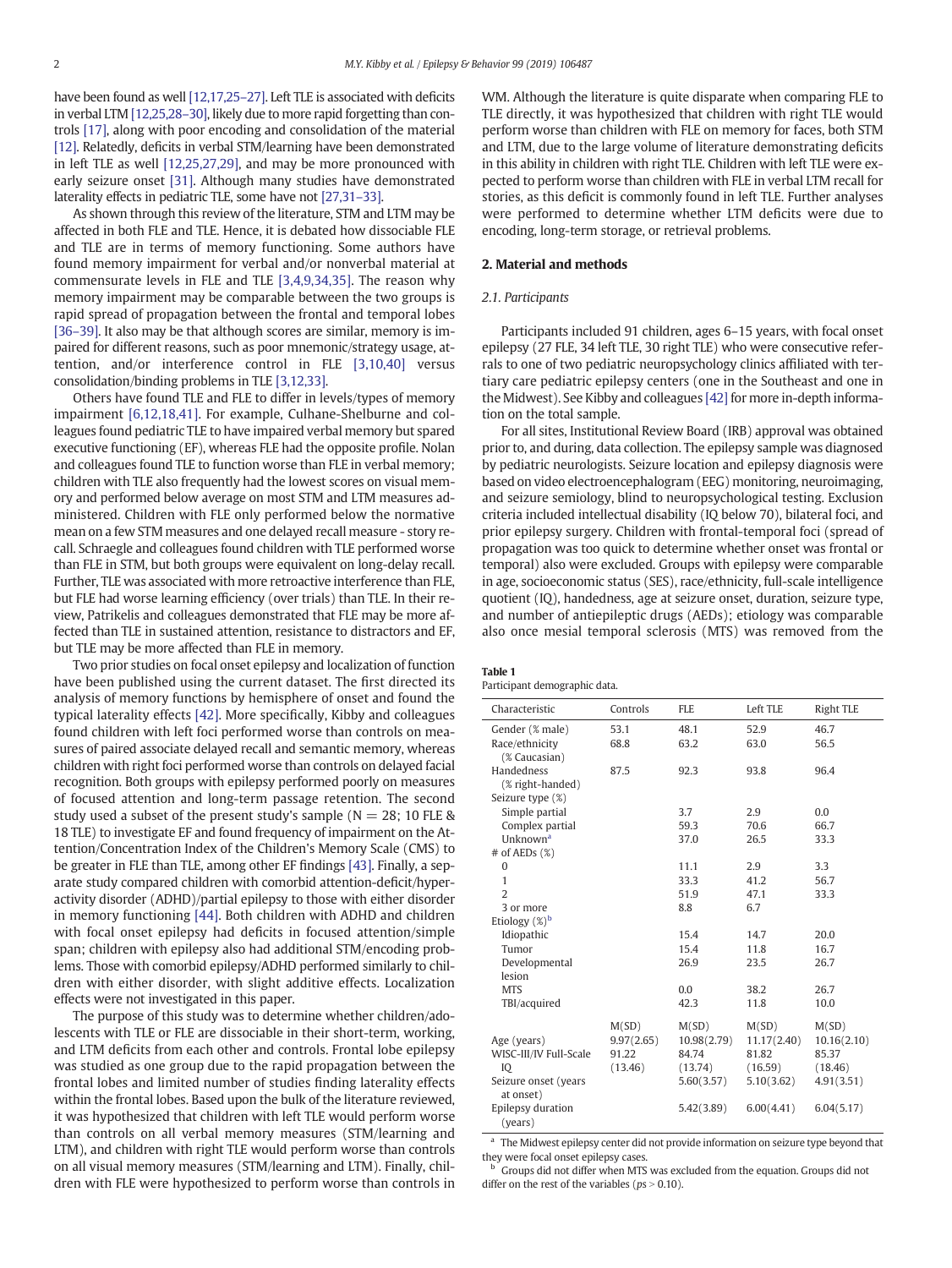have been found as well [12,17,25–27]. Left TLE is associated with deficits in verbal LTM [12,25,28–30], likely due to more rapid forgetting than controls [17], along with poor encoding and consolidation of the material [12]. Relatedly, deficits in verbal STM/learning have been demonstrated in left TLE as well [12,25,27,29], and may be more pronounced with early seizure onset [31]. Although many studies have demonstrated laterality effects in pediatric TLE, some have not [27,31–33].

As shown through this review of the literature, STM and LTM may be affected in both FLE and TLE. Hence, it is debated how dissociable FLE and TLE are in terms of memory functioning. Some authors have found memory impairment for verbal and/or nonverbal material at commensurate levels in FLE and TLE [3,4,9,34,35]. The reason why memory impairment may be comparable between the two groups is rapid spread of propagation between the frontal and temporal lobes [36–39]. It also may be that although scores are similar, memory is impaired for different reasons, such as poor mnemonic/strategy usage, attention, and/or interference control in FLE [3,10,40] versus consolidation/binding problems in TLE [3,12,33].

Others have found TLE and FLE to differ in levels/types of memory impairment [6,12,18,41]. For example, Culhane-Shelburne and colleagues found pediatric TLE to have impaired verbal memory but spared executive functioning (EF), whereas FLE had the opposite profile. Nolan and colleagues found TLE to function worse than FLE in verbal memory; children with TLE also frequently had the lowest scores on visual memory and performed below average on most STM and LTM measures administered. Children with FLE only performed below the normative mean on a few STM measures and one delayed recall measure - story recall. Schraegle and colleagues found children with TLE performed worse than FLE in STM, but both groups were equivalent on long-delay recall. Further, TLE was associated with more retroactive interference than FLE, but FLE had worse learning efficiency (over trials) than TLE. In their review, Patrikelis and colleagues demonstrated that FLE may be more affected than TLE in sustained attention, resistance to distractors and EF, but TLE may be more affected than FLE in memory.

Two prior studies on focal onset epilepsy and localization of function have been published using the current dataset. The first directed its analysis of memory functions by hemisphere of onset and found the typical laterality effects [42]. More specifically, Kibby and colleagues found children with left foci performed worse than controls on measures of paired associate delayed recall and semantic memory, whereas children with right foci performed worse than controls on delayed facial recognition. Both groups with epilepsy performed poorly on measures of focused attention and long-term passage retention. The second study used a subset of the present study's sample (N = 28; 10 FLE & 18 TLE) to investigate EF and found frequency of impairment on the Attention/Concentration Index of the Children's Memory Scale (CMS) to be greater in FLE than TLE, among other EF findings [43]. Finally, a separate study compared children with comorbid attention-deficit/hyperactivity disorder (ADHD)/partial epilepsy to those with either disorder in memory functioning [44]. Both children with ADHD and children with focal onset epilepsy had deficits in focused attention/simple span; children with epilepsy also had additional STM/encoding problems. Those with comorbid epilepsy/ADHD performed similarly to children with either disorder, with slight additive effects. Localization effects were not investigated in this paper.

The purpose of this study was to determine whether children/adolescents with TLE or FLE are dissociable in their short-term, working, and LTM deficits from each other and controls. Frontal lobe epilepsy was studied as one group due to the rapid propagation between the frontal lobes and limited number of studies finding laterality effects within the frontal lobes. Based upon the bulk of the literature reviewed, it was hypothesized that children with left TLE would perform worse than controls on all verbal memory measures (STM/learning and LTM), and children with right TLE would perform worse than controls on all visual memory measures (STM/learning and LTM). Finally, children with FLE were hypothesized to perform worse than controls in WM. Although the literature is quite disparate when comparing FLE to TLE directly, it was hypothesized that children with right TLE would perform worse than children with FLE on memory for faces, both STM and LTM, due to the large volume of literature demonstrating deficits in this ability in children with right TLE. Children with left TLE were expected to perform worse than children with FLE in verbal LTM recall for stories, as this deficit is commonly found in left TLE. Further analyses were performed to determine whether LTM deficits were due to encoding, long-term storage, or retrieval problems.

## 2. Material and methods

### 2.1. Participants

Participants included 91 children, ages 6–15 years, with focal onset epilepsy (27 FLE, 34 left TLE, 30 right TLE) who were consecutive referrals to one of two pediatric neuropsychology clinics affiliated with tertiary care pediatric epilepsy centers (one in the Southeast and one in the Midwest). See Kibby and colleagues [42] for more in-depth information on the total sample.

For all sites, Institutional Review Board (IRB) approval was obtained prior to, and during, data collection. The epilepsy sample was diagnosed by pediatric neurologists. Seizure location and epilepsy diagnosis were based on video electroencephalogram (EEG) monitoring, neuroimaging, and seizure semiology, blind to neuropsychological testing. Exclusion criteria included intellectual disability (IQ below 70), bilateral foci, and prior epilepsy surgery. Children with frontal-temporal foci (spread of propagation was too quick to determine whether onset was frontal or temporal) also were excluded. Groups with epilepsy were comparable in age, socioeconomic status (SES), race/ethnicity, full-scale intelligence quotient (IQ), handedness, age at seizure onset, duration, seizure type, and number of antiepileptic drugs (AEDs); etiology was comparable also once mesial temporal sclerosis (MTS) was removed from the

**Table 1**
Participant demographic data.

| Characteristic | Controls | FLE | Left TLE | Right TLE |
|---|---|---|---|---|
| Gender (% male) | 53.1 | 48.1 | 52.9 | 46.7 |
| Race/ethnicity (% Caucasian) | 68.8 | 63.2 | 63.0 | 56.5 |
| Handedness (% right-handed) | 87.5 | 92.3 | 93.8 | 96.4 |
| Seizure type (%) | | | | |
| Simple partial | | 3.7 | 2.9 | 0.0 |
| Complex partial | | 59.3 | 70.6 | 66.7 |
| Unknown[a] | | 37.0 | 26.5 | 33.3 |
| # of AEDs (%) | | | | |
| 0 | | 11.1 | 2.9 | 3.3 |
| 1 | | 33.3 | 41.2 | 56.7 |
| 2 | | 51.9 | 47.1 | 33.3 |
| 3 or more | | 8.8 | 6.7 | |
| Etiology (%)[b] | | | | |
| Idiopathic | | 15.4 | 14.7 | 20.0 |
| Tumor | | 15.4 | 11.8 | 16.7 |
| Developmental lesion | | 26.9 | 23.5 | 26.7 |
| MTS | | 0.0 | 38.2 | 26.7 |
| TBI/acquired | | 42.3 | 11.8 | 10.0 |
| | M(SD) | M(SD) | M(SD) | M(SD) |
| Age (years) | 9.97(2.65) | 10.98(2.79) | 11.17(2.40) | 10.16(2.10) |
| WISC-III/IV Full-Scale IQ | 91.22 (13.46) | 84.74 (13.74) | 81.82 (16.59) | 85.37 (18.46) |
| Seizure onset (years at onset) | | 5.60(3.57) | 5.10(3.62) | 4.91(3.51) |
| Epilepsy duration (years) | | 5.42(3.89) | 6.00(4.41) | 6.04(5.17) |

[a] The Midwest epilepsy center did not provide information on seizure type beyond that they were focal onset epilepsy cases.

[b] Groups did not differ when MTS was excluded from the equation. Groups did not differ on the rest of the variables ($ps > 0.10$).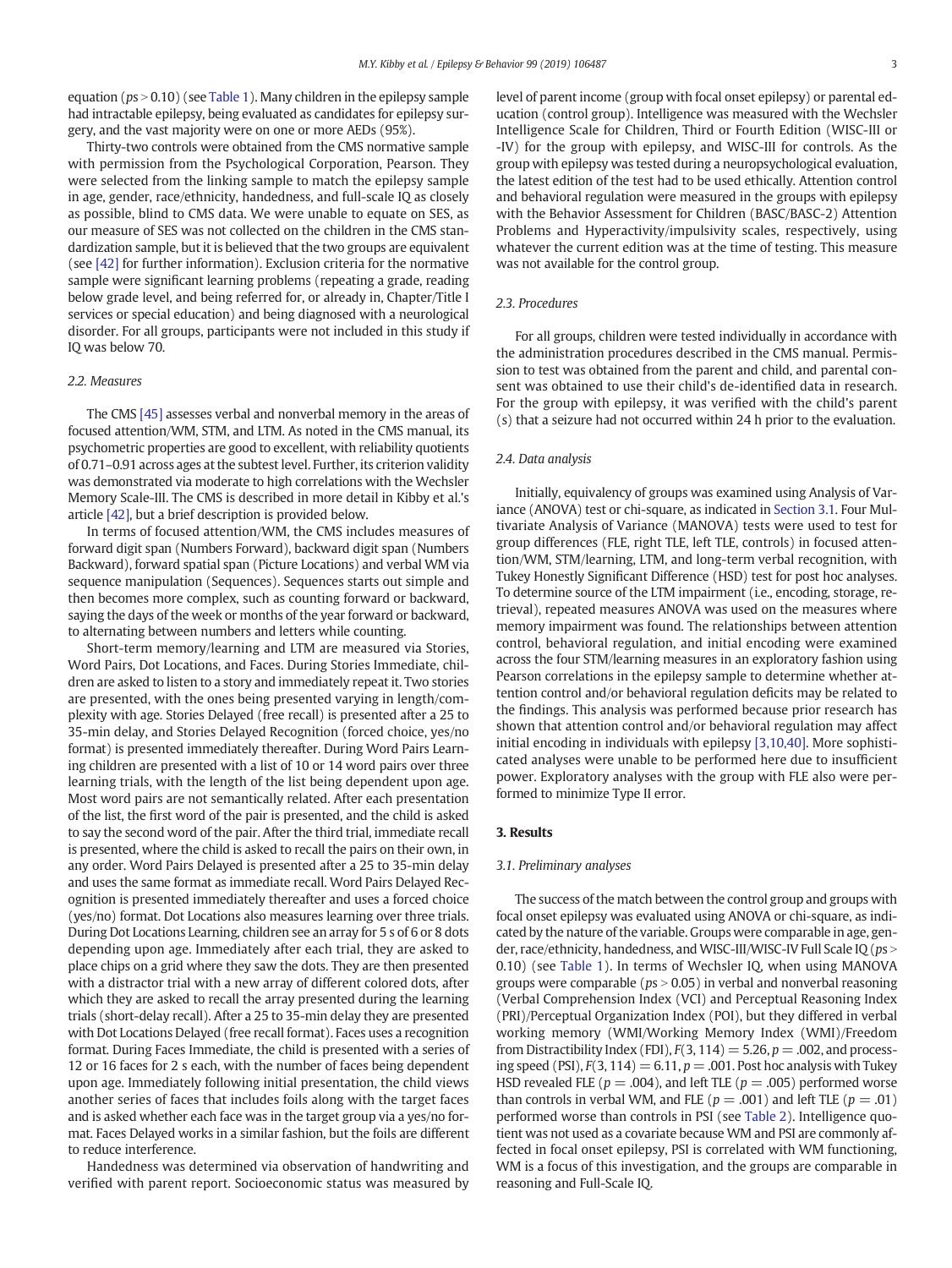equation ($ps > 0.10$) (see Table 1). Many children in the epilepsy sample had intractable epilepsy, being evaluated as candidates for epilepsy surgery, and the vast majority were on one or more AEDs (95%).

Thirty-two controls were obtained from the CMS normative sample with permission from the Psychological Corporation, Pearson. They were selected from the linking sample to match the epilepsy sample in age, gender, race/ethnicity, handedness, and full-scale IQ as closely as possible, blind to CMS data. We were unable to equate on SES, as our measure of SES was not collected on the children in the CMS standardization sample, but it is believed that the two groups are equivalent (see [42] for further information). Exclusion criteria for the normative sample were significant learning problems (repeating a grade, reading below grade level, and being referred for, or already in, Chapter/Title I services or special education) and being diagnosed with a neurological disorder. For all groups, participants were not included in this study if IQ was below 70.

### 2.2. Measures

The CMS [45] assesses verbal and nonverbal memory in the areas of focused attention/WM, STM, and LTM. As noted in the CMS manual, its psychometric properties are good to excellent, with reliability quotients of 0.71–0.91 across ages at the subtest level. Further, its criterion validity was demonstrated via moderate to high correlations with the Wechsler Memory Scale-III. The CMS is described in more detail in Kibby et al.'s article [42], but a brief description is provided below.

In terms of focused attention/WM, the CMS includes measures of forward digit span (Numbers Forward), backward digit span (Numbers Backward), forward spatial span (Picture Locations) and verbal WM via sequence manipulation (Sequences). Sequences starts out simple and then becomes more complex, such as counting forward or backward, saying the days of the week or months of the year forward or backward, to alternating between numbers and letters while counting.

Short-term memory/learning and LTM are measured via Stories, Word Pairs, Dot Locations, and Faces. During Stories Immediate, children are asked to listen to a story and immediately repeat it. Two stories are presented, with the ones being presented varying in length/complexity with age. Stories Delayed (free recall) is presented after a 25 to 35-min delay, and Stories Delayed Recognition (forced choice, yes/no format) is presented immediately thereafter. During Word Pairs Learning children are presented with a list of 10 or 14 word pairs over three learning trials, with the length of the list being dependent upon age. Most word pairs are not semantically related. After each presentation of the list, the first word of the pair is presented, and the child is asked to say the second word of the pair. After the third trial, immediate recall is presented, where the child is asked to recall the pairs on their own, in any order. Word Pairs Delayed is presented after a 25 to 35-min delay and uses the same format as immediate recall. Word Pairs Delayed Recognition is presented immediately thereafter and uses a forced choice (yes/no) format. Dot Locations also measures learning over three trials. During Dot Locations Learning, children see an array for 5 s of 6 or 8 dots depending upon age. Immediately after each trial, they are asked to place chips on a grid where they saw the dots. They are then presented with a distractor trial with a new array of different colored dots, after which they are asked to recall the array presented during the learning trials (short-delay recall). After a 25 to 35-min delay they are presented with Dot Locations Delayed (free recall format). Faces uses a recognition format. During Faces Immediate, the child is presented with a series of 12 or 16 faces for 2 s each, with the number of faces being dependent upon age. Immediately following initial presentation, the child views another series of faces that includes foils along with the target faces and is asked whether each face was in the target group via a yes/no format. Faces Delayed works in a similar fashion, but the foils are different to reduce interference.

Handedness was determined via observation of handwriting and verified with parent report. Socioeconomic status was measured by level of parent income (group with focal onset epilepsy) or parental education (control group). Intelligence was measured with the Wechsler Intelligence Scale for Children, Third or Fourth Edition (WISC-III or -IV) for the group with epilepsy, and WISC-III for controls. As the group with epilepsy was tested during a neuropsychological evaluation, the latest edition of the test had to be used ethically. Attention control and behavioral regulation were measured in the groups with epilepsy with the Behavior Assessment for Children (BASC/BASC-2) Attention Problems and Hyperactivity/impulsivity scales, respectively, using whatever the current edition was at the time of testing. This measure was not available for the control group.

### 2.3. Procedures

For all groups, children were tested individually in accordance with the administration procedures described in the CMS manual. Permission to test was obtained from the parent and child, and parental consent was obtained to use their child's de-identified data in research. For the group with epilepsy, it was verified with the child's parent (s) that a seizure had not occurred within 24 h prior to the evaluation.

### 2.4. Data analysis

Initially, equivalency of groups was examined using Analysis of Variance (ANOVA) test or chi-square, as indicated in Section 3.1. Four Multivariate Analysis of Variance (MANOVA) tests were used to test for group differences (FLE, right TLE, left TLE, controls) in focused attention/WM, STM/learning, LTM, and long-term verbal recognition, with Tukey Honestly Significant Difference (HSD) test for post hoc analyses. To determine source of the LTM impairment (i.e., encoding, storage, retrieval), repeated measures ANOVA was used on the measures where memory impairment was found. The relationships between attention control, behavioral regulation, and initial encoding were examined across the four STM/learning measures in an exploratory fashion using Pearson correlations in the epilepsy sample to determine whether attention control and/or behavioral regulation deficits may be related to the findings. This analysis was performed because prior research has shown that attention control and/or behavioral regulation may affect initial encoding in individuals with epilepsy [3,10,40]. More sophisticated analyses were unable to be performed here due to insufficient power. Exploratory analyses with the group with FLE also were performed to minimize Type II error.

## 3. Results

### 3.1. Preliminary analyses

The success of the match between the control group and groups with focal onset epilepsy was evaluated using ANOVA or chi-square, as indicated by the nature of the variable. Groups were comparable in age, gender, race/ethnicity, handedness, and WISC-III/WISC-IV Full Scale IQ ($ps > 0.10$) (see Table 1). In terms of Wechsler IQ, when using MANOVA groups were comparable ($ps > 0.05$) in verbal and nonverbal reasoning (Verbal Comprehension Index (VCI) and Perceptual Reasoning Index (PRI)/Perceptual Organization Index (POI), but they differed in verbal working memory (WMI/Working Memory Index (WMI)/Freedom from Distractibility Index (FDI), $F(3, 114) = 5.26$, $p = .002$, and processing speed (PSI), $F(3, 114) = 6.11$, $p = .001$. Post hoc analysis with Tukey HSD revealed FLE ($p = .004$), and left TLE ($p = .005$) performed worse than controls in verbal WM, and FLE ($p = .001$) and left TLE ($p = .01$) performed worse than controls in PSI (see Table 2). Intelligence quotient was not used as a covariate because WM and PSI are commonly affected in focal onset epilepsy, PSI is correlated with WM functioning, WM is a focus of this investigation, and the groups are comparable in reasoning and Full-Scale IQ.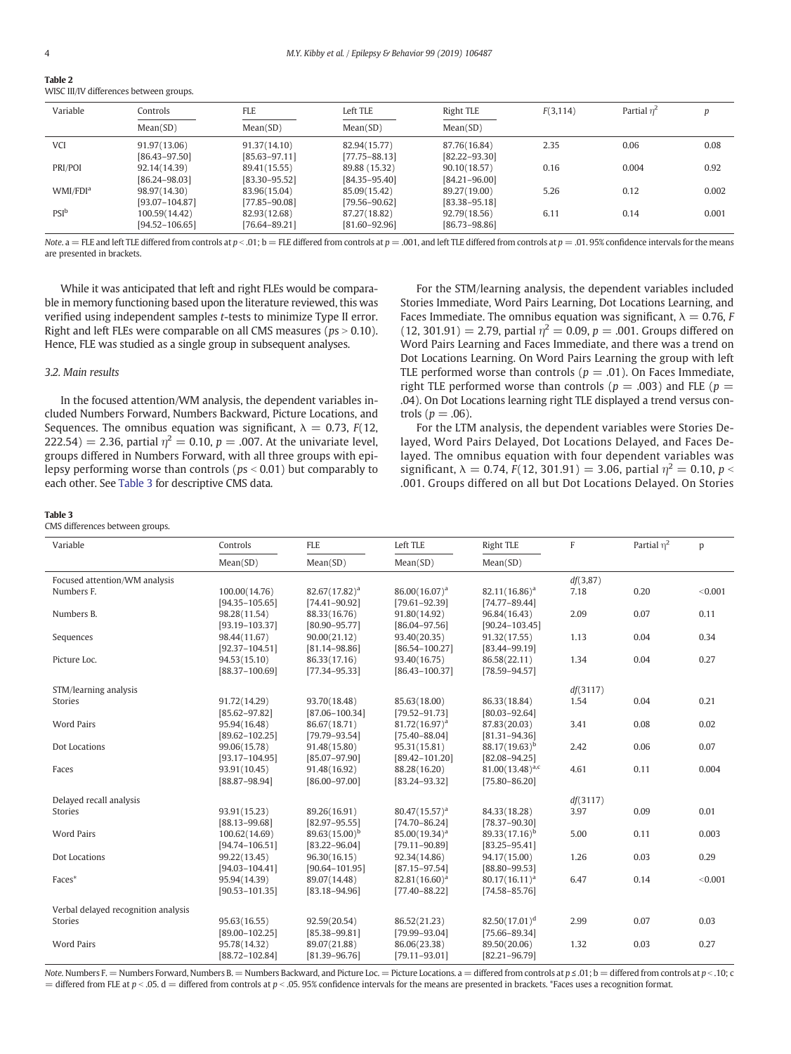**Table 2**
WISC III/IV differences between groups.

| Variable | Controls | FLE | Left TLE | Right TLE | $F(3,114)$ | Partial $\eta^2$ | $p$ |
|---|---|---|---|---|---|---|---|
| | Mean(SD) | Mean(SD) | Mean(SD) | Mean(SD) | | | |
| VCI | 91.97(13.06) [86.43–97.50] | 91.37(14.10) [85.63–97.11] | 82.94(15.77) [77.75–88.13] | 87.76(16.84) [82.22–93.30] | 2.35 | 0.06 | 0.08 |
| PRI/POI | 92.14(14.39) [86.24–98.03] | 89.41(15.55) [83.30–95.52] | 89.88 (15.32) [84.35–95.40] | 90.10(18.57) [84.21–96.00] | 0.16 | 0.004 | 0.92 |
| WMI/FDI[a] | 98.97(14.30) [93.07–104.87] | 83.96(15.04) [77.85–90.08] | 85.09(15.42) [79.56–90.62] | 89.27(19.00) [83.38–95.18] | 5.26 | 0.12 | 0.002 |
| PSI[b] | 100.59(14.42) [94.52–106.65] | 82.93(12.68) [76.64–89.21] | 87.27(18.82) [81.60–92.96] | 92.79(18.56) [86.73–98.86] | 6.11 | 0.14 | 0.001 |

*Note.* a = FLE and left TLE differed from controls at $p < .01$; b = FLE differed from controls at $p = .001$, and left TLE differed from controls at $p = .01$. 95% confidence intervals for the means are presented in brackets.

While it was anticipated that left and right FLEs would be comparable in memory functioning based upon the literature reviewed, this was verified using independent samples *t*-tests to minimize Type II error. Right and left FLEs were comparable on all CMS measures ($ps > 0.10$). Hence, FLE was studied as a single group in subsequent analyses.

### 3.2. Main results

In the focused attention/WM analysis, the dependent variables included Numbers Forward, Numbers Backward, Picture Locations, and Sequences. The omnibus equation was significant, $\lambda = 0.73$, $F(12, 222.54) = 2.36$, partial $\eta^2 = 0.10$, $p = .007$. At the univariate level, groups differed in Numbers Forward, with all three groups with epilepsy performing worse than controls ($ps < 0.01$) but comparably to each other. See Table 3 for descriptive CMS data.

For the STM/learning analysis, the dependent variables included Stories Immediate, Word Pairs Learning, Dot Locations Learning, and Faces Immediate. The omnibus equation was significant, $\lambda = 0.76$, $F(12, 301.91) = 2.79$, partial $\eta^2 = 0.09$, $p = .001$. Groups differed on Word Pairs Learning and Faces Immediate, and there was a trend on Dot Locations Learning. On Word Pairs Learning the group with left TLE performed worse than controls ($p = .01$). On Faces Immediate, right TLE performed worse than controls ($p = .003$) and FLE ($p = .04$). On Dot Locations learning right TLE displayed a trend versus controls ($p = .06$).

For the LTM analysis, the dependent variables were Stories Delayed, Word Pairs Delayed, Dot Locations Delayed, and Faces Delayed. The omnibus equation with four dependent variables was significant, $\lambda = 0.74$, $F(12, 301.91) = 3.06$, partial $\eta^2 = 0.10$, $p < .001$. Groups differed on all but Dot Locations Delayed. On Stories

**Table 3**
CMS differences between groups.

| Variable | Controls | FLE | Left TLE | Right TLE | F | Partial $\eta^2$ | p |
|---|---|---|---|---|---|---|---|
| | Mean(SD) | Mean(SD) | Mean(SD) | Mean(SD) | | | |
| Focused attention/WM analysis | | | | | *df*(3,87) | | |
| Numbers F. | 100.00(14.76) [94.35–105.65] | 82.67(17.82)[a] [74.41–90.92] | 86.00(16.07)[a] [79.61–92.39] | 82.11(16.86)[a] [74.77–89.44] | 7.18 | 0.20 | <0.001 |
| Numbers B. | 98.28(11.54) [93.19–103.37] | 88.33(16.76) [80.90–95.77] | 91.80(14.92) [86.04–97.56] | 96.84(16.43) [90.24–103.45] | 2.09 | 0.07 | 0.11 |
| Sequences | 98.44(11.67) [92.37–104.51] | 90.00(21.12) [81.14–98.86] | 93.40(20.35) [86.54–100.27] | 91.32(17.55) [83.44–99.19] | 1.13 | 0.04 | 0.34 |
| Picture Loc. | 94.53(15.10) [88.37–100.69] | 86.33(17.16) [77.34–95.33] | 93.40(16.75) [86.43–100.37] | 86.58(22.11) [78.59–94.57] | 1.34 | 0.04 | 0.27 |
| STM/learning analysis | | | | | *df*(3117) | | |
| Stories | 91.72(14.29) [85.62–97.82] | 93.70(18.48) [87.06–100.34] | 85.63(18.00) [79.52–91.73] | 86.33(18.84) [80.03–92.64] | 1.54 | 0.04 | 0.21 |
| Word Pairs | 95.94(16.48) [89.62–102.25] | 86.67(18.71) [79.79–93.54] | 81.72(16.97)[a] [75.40–88.04] | 87.83(20.03) [81.31–94.36] | 3.41 | 0.08 | 0.02 |
| Dot Locations | 99.06(15.78) [93.17–104.95] | 91.48(15.80) [85.07–97.90] | 95.31(15.81) [89.42–101.20] | 88.17(19.63)[b] [82.08–94.25] | 2.42 | 0.06 | 0.07 |
| Faces | 93.91(10.45) [88.87–98.94] | 91.48(16.92) [86.00–97.00] | 88.28(16.20) [83.24–93.32] | 81.00(13.48)[a,c] [75.80–86.20] | 4.61 | 0.11 | 0.004 |
| Delayed recall analysis | | | | | *df*(3117) | | |
| Stories | 93.91(15.23) [88.13–99.68] | 89.26(16.91) [82.97–95.55] | 80.47(15.57)[a] [74.70–86.24] | 84.33(18.28) [78.37–90.30] | 3.97 | 0.09 | 0.01 |
| Word Pairs | 100.62(14.69) [94.74–106.51] | 89.63(15.00)[b] [83.22–96.04] | 85.00(19.34)[a] [79.11–90.89] | 89.33(17.16)[b] [83.25–95.41] | 5.00 | 0.11 | 0.003 |
| Dot Locations | 99.22(13.45) [94.03–104.41] | 96.30(16.15) [90.64–101.95] | 92.34(14.86) [87.15–97.54] | 94.17(15.00) [88.80–99.53] | 1.26 | 0.03 | 0.29 |
| Faces* | 95.94(14.39) [90.53–101.35] | 89.07(14.48) [83.18–94.96] | 82.81(16.60)[a] [77.40–88.22] | 80.17(16.11)[a] [74.58–85.76] | 6.47 | 0.14 | <0.001 |
| Verbal delayed recognition analysis | | | | | | | |
| Stories | 95.63(16.55) [89.00–102.25] | 92.59(20.54) [85.38–99.81] | 86.52(21.23) [79.99–93.04] | 82.50(17.01)[d] [75.66–89.34] | 2.99 | 0.07 | 0.03 |
| Word Pairs | 95.78(14.32) [88.72–102.84] | 89.07(21.88) [81.39–96.76] | 86.06(23.38) [79.11–93.01] | 89.50(20.06) [82.21–96.79] | 1.32 | 0.03 | 0.27 |

*Note.* Numbers F. = Numbers Forward, Numbers B. = Numbers Backward, and Picture Loc. = Picture Locations. a = differed from controls at $p \leq .01$; b = differed from controls at $p < .10$; c = differed from FLE at $p < .05$. d = differed from controls at $p < .05$. 95% confidence intervals for the means are presented in brackets. *Faces uses a recognition format.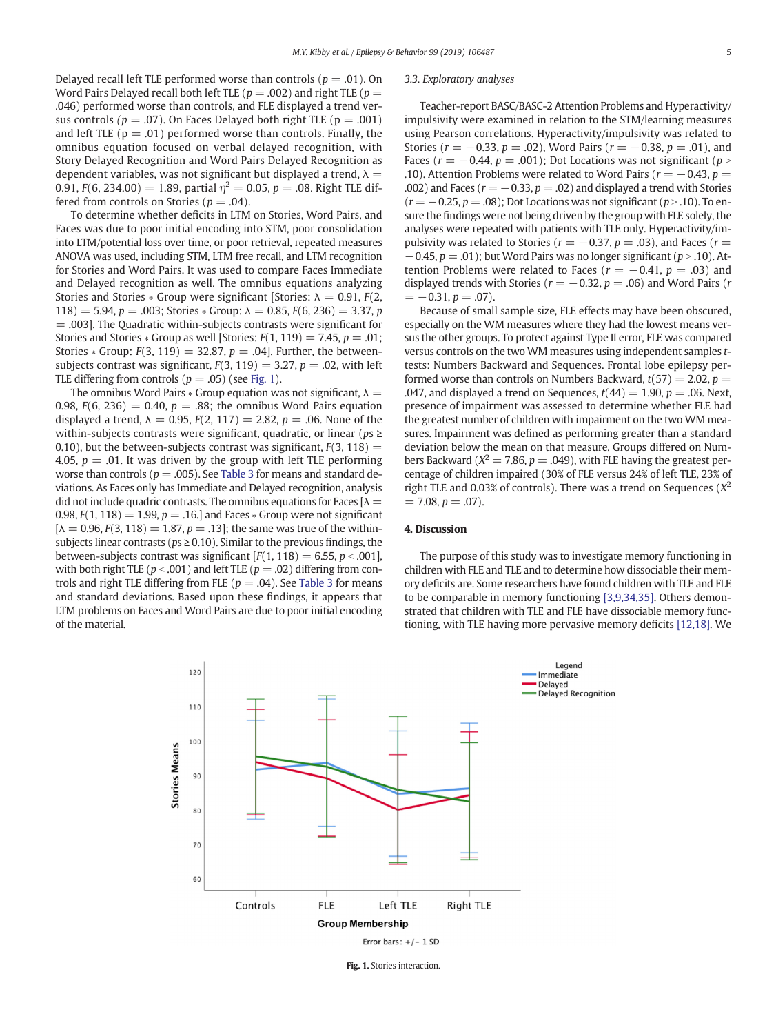Delayed recall left TLE performed worse than controls ($p = .01$). On Word Pairs Delayed recall both left TLE ($p = .002$) and right TLE ($p = .046$) performed worse than controls, and FLE displayed a trend versus controls ($p = .07$). On Faces Delayed both right TLE ($p = .001$) and left TLE ($p = .01$) performed worse than controls. Finally, the omnibus equation focused on verbal delayed recognition, with Story Delayed Recognition and Word Pairs Delayed Recognition as dependent variables, was not significant but displayed a trend, $\lambda = 0.91$, $F(6, 234.00) = 1.89$, partial $\eta^2 = 0.05$, $p = .08$. Right TLE differed from controls on Stories ($p = .04$).

To determine whether deficits in LTM on Stories, Word Pairs, and Faces was due to poor initial encoding into STM, poor consolidation into LTM/potential loss over time, or poor retrieval, repeated measures ANOVA was used, including STM, LTM free recall, and LTM recognition for Stories and Word Pairs. It was used to compare Faces Immediate and Delayed recognition as well. The omnibus equations analyzing Stories and Stories ∗ Group were significant [Stories: $\lambda = 0.91$, $F(2, 118) = 5.94$, $p = .003$; Stories ∗ Group: $\lambda = 0.85$, $F(6, 236) = 3.37$, $p = .003$]. The Quadratic within-subjects contrasts were significant for Stories and Stories ∗ Group as well [Stories: $F(1, 119) = 7.45$, $p = .01$; Stories ∗ Group: $F(3, 119) = 32.87$, $p = .04$]. Further, the between-subjects contrast was significant, $F(3, 119) = 3.27$, $p = .02$, with left TLE differing from controls ($p = .05$) (see Fig. 1).

The omnibus Word Pairs ∗ Group equation was not significant, $\lambda = 0.98$, $F(6, 236) = 0.40$, $p = .88$; the omnibus Word Pairs equation displayed a trend, $\lambda = 0.95$, $F(2, 117) = 2.82$, $p = .06$. None of the within-subjects contrasts were significant, quadratic, or linear ($ps \geq 0.10$), but the between-subjects contrast was significant, $F(3, 118) = 4.05$, $p = .01$. It was driven by the group with left TLE performing worse than controls ($p = .005$). See Table 3 for means and standard deviations. As Faces only has Immediate and Delayed recognition, analysis did not include quadric contrasts. The omnibus equations for Faces [$\lambda = 0.98$, $F(1, 118) = 1.99$, $p = .16$.] and Faces ∗ Group were not significant [$\lambda = 0.96$, $F(3, 118) = 1.87$, $p = .13$]; the same was true of the within-subjects linear contrasts ($ps \geq 0.10$). Similar to the previous findings, the between-subjects contrast was significant [$F(1, 118) = 6.55$, $p < .001$], with both right TLE ($p < .001$) and left TLE ($p = .02$) differing from controls and right TLE differing from FLE ($p = .04$). See Table 3 for means and standard deviations. Based upon these findings, it appears that LTM problems on Faces and Word Pairs are due to poor initial encoding of the material.

### 3.3. Exploratory analyses

Teacher-report BASC/BASC-2 Attention Problems and Hyperactivity/impulsivity were examined in relation to the STM/learning measures using Pearson correlations. Hyperactivity/impulsivity was related to Stories ($r = -0.33$, $p = .02$), Word Pairs ($r = -0.38$, $p = .01$), and Faces ($r = -0.44$, $p = .001$); Dot Locations was not significant ($p > .10$). Attention Problems were related to Word Pairs ($r = -0.43$, $p = .002$) and Faces ($r = -0.33$, $p = .02$) and displayed a trend with Stories ($r = -0.25$, $p = .08$); Dot Locations was not significant ($p > .10$). To ensure the findings were not being driven by the group with FLE solely, the analyses were repeated with patients with TLE only. Hyperactivity/impulsivity was related to Stories ($r = -0.37$, $p = .03$), and Faces ($r = -0.45$, $p = .01$); but Word Pairs was no longer significant ($p > .10$). Attention Problems were related to Faces ($r = -0.41$, $p = .03$) and displayed trends with Stories ($r = -0.32$, $p = .06$) and Word Pairs ($r = -0.31$, $p = .07$).

Because of small sample size, FLE effects may have been obscured, especially on the WM measures where they had the lowest means versus the other groups. To protect against Type II error, FLE was compared versus controls on the two WM measures using independent samples t-tests: Numbers Backward and Sequences. Frontal lobe epilepsy performed worse than controls on Numbers Backward, $t(57) = 2.02$, $p = .047$, and displayed a trend on Sequences, $t(44) = 1.90$, $p = .06$. Next, presence of impairment was assessed to determine whether FLE had the greatest number of children with impairment on the two WM measures. Impairment was defined as performing greater than a standard deviation below the mean on that measure. Groups differed on Numbers Backward ($X^2 = 7.86$, $p = .049$), with FLE having the greatest percentage of children impaired (30% of FLE versus 24% of left TLE, 23% of right TLE and 0.03% of controls). There was a trend on Sequences ($X^2 = 7.08$, $p = .07$).

## 4. Discussion

The purpose of this study was to investigate memory functioning in children with FLE and TLE and to determine how dissociable their memory deficits are. Some researchers have found children with TLE and FLE to be comparable in memory functioning [3,9,34,35]. Others demonstrated that children with TLE and FLE have dissociable memory functioning, with TLE having more pervasive memory deficits [12,18]. We

Fig. 1. Stories interaction.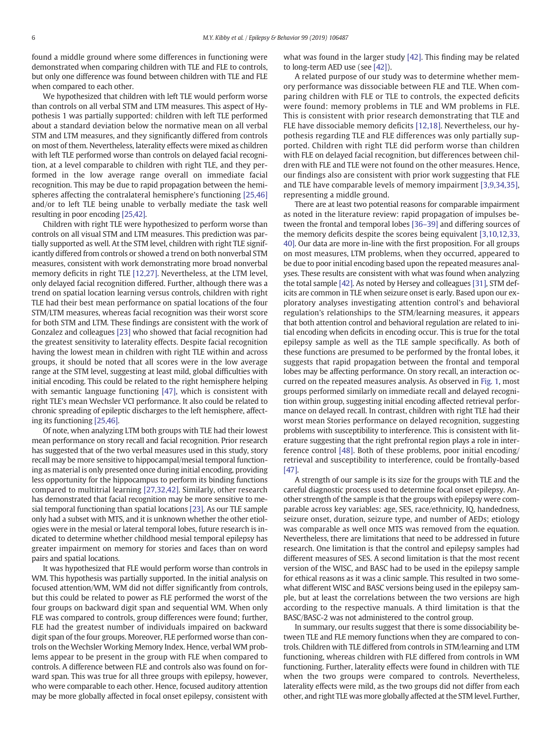found a middle ground where some differences in functioning were demonstrated when comparing children with TLE and FLE to controls, but only one difference was found between children with TLE and FLE when compared to each other.

We hypothesized that children with left TLE would perform worse than controls on all verbal STM and LTM measures. This aspect of Hypothesis 1 was partially supported: children with left TLE performed about a standard deviation below the normative mean on all verbal STM and LTM measures, and they significantly differed from controls on most of them. Nevertheless, laterality effects were mixed as children with left TLE performed worse than controls on delayed facial recognition, at a level comparable to children with right TLE, and they performed in the low average range overall on immediate facial recognition. This may be due to rapid propagation between the hemispheres affecting the contralateral hemisphere's functioning [25,46] and/or to left TLE being unable to verbally mediate the task well resulting in poor encoding [25,42].

Children with right TLE were hypothesized to perform worse than controls on all visual STM and LTM measures. This prediction was partially supported as well. At the STM level, children with right TLE significantly differed from controls or showed a trend on both nonverbal STM measures, consistent with work demonstrating more broad nonverbal memory deficits in right TLE [12,27]. Nevertheless, at the LTM level, only delayed facial recognition differed. Further, although there was a trend on spatial location learning versus controls, children with right TLE had their best mean performance on spatial locations of the four STM/LTM measures, whereas facial recognition was their worst score for both STM and LTM. These findings are consistent with the work of Gonzalez and colleagues [23] who showed that facial recognition had the greatest sensitivity to laterality effects. Despite facial recognition having the lowest mean in children with right TLE within and across groups, it should be noted that all scores were in the low average range at the STM level, suggesting at least mild, global difficulties with initial encoding. This could be related to the right hemisphere helping with semantic language functioning [47], which is consistent with right TLE's mean Wechsler VCI performance. It also could be related to chronic spreading of epileptic discharges to the left hemisphere, affecting its functioning [25,46].

Of note, when analyzing LTM both groups with TLE had their lowest mean performance on story recall and facial recognition. Prior research has suggested that of the two verbal measures used in this study, story recall may be more sensitive to hippocampal/mesial temporal functioning as material is only presented once during initial encoding, providing less opportunity for the hippocampus to perform its binding functions compared to multitrial learning [27,32,42]. Similarly, other research has demonstrated that facial recognition may be more sensitive to mesial temporal functioning than spatial locations [23]. As our TLE sample only had a subset with MTS, and it is unknown whether the other etiologies were in the mesial or lateral temporal lobes, future research is indicated to determine whether childhood mesial temporal epilepsy has greater impairment on memory for stories and faces than on word pairs and spatial locations.

It was hypothesized that FLE would perform worse than controls in WM. This hypothesis was partially supported. In the initial analysis on focused attention/WM, WM did not differ significantly from controls, but this could be related to power as FLE performed the worst of the four groups on backward digit span and sequential WM. When only FLE was compared to controls, group differences were found; further, FLE had the greatest number of individuals impaired on backward digit span of the four groups. Moreover, FLE performed worse than controls on the Wechsler Working Memory Index. Hence, verbal WM problems appear to be present in the group with FLE when compared to controls. A difference between FLE and controls also was found on forward span. This was true for all three groups with epilepsy, however, who were comparable to each other. Hence, focused auditory attention may be more globally affected in focal onset epilepsy, consistent with what was found in the larger study [42]. This finding may be related to long-term AED use (see [42]).

A related purpose of our study was to determine whether memory performance was dissociable between FLE and TLE. When comparing children with FLE or TLE to controls, the expected deficits were found: memory problems in TLE and WM problems in FLE. This is consistent with prior research demonstrating that TLE and FLE have dissociable memory deficits [12,18]. Nevertheless, our hypothesis regarding TLE and FLE differences was only partially supported. Children with right TLE did perform worse than children with FLE on delayed facial recognition, but differences between children with FLE and TLE were not found on the other measures. Hence, our findings also are consistent with prior work suggesting that FLE and TLE have comparable levels of memory impairment [3,9,34,35], representing a middle ground.

There are at least two potential reasons for comparable impairment as noted in the literature review: rapid propagation of impulses between the frontal and temporal lobes [36–39] and differing sources of the memory deficits despite the scores being equivalent [3,10,12,33,40]. Our data are more in-line with the first proposition. For all groups on most measures, LTM problems, when they occurred, appeared to be due to poor initial encoding based upon the repeated measures analyses. These results are consistent with what was found when analyzing the total sample [42]. As noted by Hersey and colleagues [31], STM deficits are common in TLE when seizure onset is early. Based upon our exploratory analyses investigating attention control's and behavioral regulation's relationships to the STM/learning measures, it appears that both attention control and behavioral regulation are related to initial encoding when deficits in encoding occur. This is true for the total epilepsy sample as well as the TLE sample specifically. As both of these functions are presumed to be performed by the frontal lobes, it suggests that rapid propagation between the frontal and temporal lobes may be affecting performance. On story recall, an interaction occurred on the repeated measures analysis. As observed in Fig. 1, most groups performed similarly on immediate recall and delayed recognition within group, suggesting initial encoding affected retrieval performance on delayed recall. In contrast, children with right TLE had their worst mean Stories performance on delayed recognition, suggesting problems with susceptibility to interference. This is consistent with literature suggesting that the right prefrontal region plays a role in interference control [48]. Both of these problems, poor initial encoding/retrieval and susceptibility to interference, could be frontally-based [47].

A strength of our sample is its size for the groups with TLE and the careful diagnostic process used to determine focal onset epilepsy. Another strength of the sample is that the groups with epilepsy were comparable across key variables: age, SES, race/ethnicity, IQ, handedness, seizure onset, duration, seizure type, and number of AEDs; etiology was comparable as well once MTS was removed from the equation. Nevertheless, there are limitations that need to be addressed in future research. One limitation is that the control and epilepsy samples had different measures of SES. A second limitation is that the most recent version of the WISC, and BASC had to be used in the epilepsy sample for ethical reasons as it was a clinic sample. This resulted in two somewhat different WISC and BASC versions being used in the epilepsy sample, but at least the correlations between the two versions are high according to the respective manuals. A third limitation is that the BASC/BASC-2 was not administered to the control group.

In summary, our results suggest that there is some dissociability between TLE and FLE memory functions when they are compared to controls. Children with TLE differed from controls in STM/learning and LTM functioning, whereas children with FLE differed from controls in WM functioning. Further, laterality effects were found in children with TLE when the two groups were compared to controls. Nevertheless, laterality effects were mild, as the two groups did not differ from each other, and right TLE was more globally affected at the STM level. Further,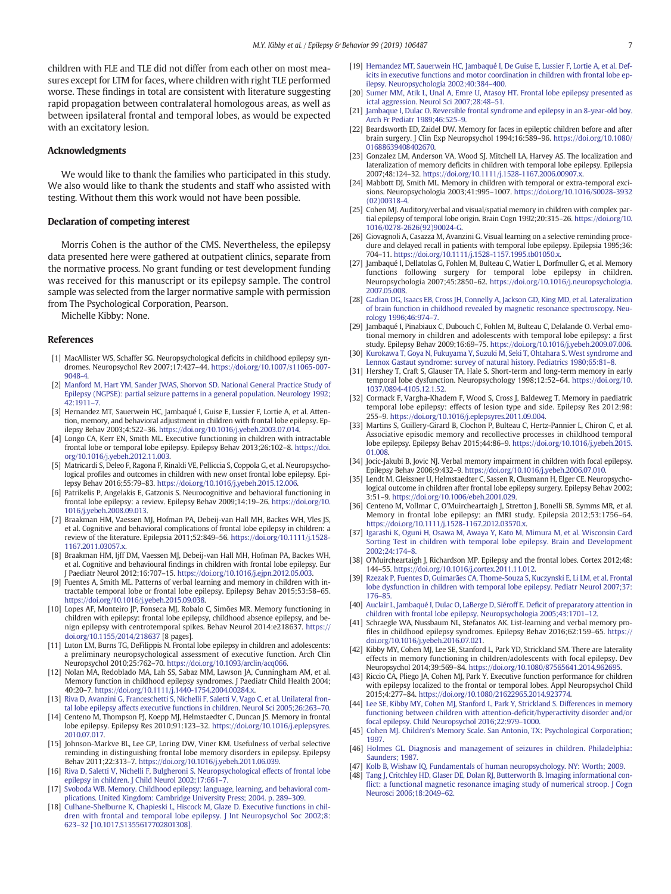children with FLE and TLE did not differ from each other on most measures except for LTM for faces, where children with right TLE performed worse. These findings in total are consistent with literature suggesting rapid propagation between contralateral homologous areas, as well as between ipsilateral frontal and temporal lobes, as would be expected with an excitatory lesion.

## Acknowledgments

We would like to thank the families who participated in this study. We also would like to thank the students and staff who assisted with testing. Without them this work would not have been possible.

## Declaration of competing interest

Morris Cohen is the author of the CMS. Nevertheless, the epilepsy data presented here were gathered at outpatient clinics, separate from the normative process. No grant funding or test development funding was received for this manuscript or its epilepsy sample. The control sample was selected from the larger normative sample with permission from The Psychological Corporation, Pearson.

Michelle Kibby: None.

## References

[1] MacAllister WS, Schaffer SG. Neuropsychological deficits in childhood epilepsy syndromes. Neuropsychol Rev 2007;17:427–44. https://doi.org/10.1007/s11065-007-9048-4.

[2] Manford M, Hart YM, Sander JWAS, Shorvon SD. National General Practice Study of Epilepsy (NGPSE): partial seizure patterns in a general population. Neurology 1992; 42:1911–7.

[3] Hernandez MT, Sauerwein HC, Jambaqué I, Guise E, Lussier F, Lortie A, et al. Attention, memory, and behavioral adjustment in children with frontal lobe epilepsy. Epilepsy Behav 2003;4:522–36. https://doi.org/10.1016/j.yebeh.2003.07.014.

[4] Longo CA, Kerr EN, Smith ML. Executive functioning in children with intractable frontal lobe or temporal lobe epilepsy. Epilepsy Behav 2013;26:102–8. https://doi.org/10.1016/j.yebeh.2012.11.003.

[5] Matricardi S, Deleo F, Ragona F, Rinaldi VE, Pelliccia S, Coppola G, et al. Neuropsychological profiles and outcomes in children with new onset frontal lobe epilepsy. Epilepsy Behav 2016;55:79–83. https://doi.org/10.1016/j.yebeh.2015.12.006.

[6] Patrikelis P, Angelakis E, Gatzonis S. Neurocognitive and behavioral functioning in frontal lobe epilepsy: a review. Epilepsy Behav 2009;14:19–26. https://doi.org/10.1016/j.yebeh.2008.09.013.

[7] Braakman HM, Vaessen MJ, Hofman PA, Debeij-van Hall MH, Backes WH, Vles JS, et al. Cognitive and behavioral complications of frontal lobe epilepsy in children: a review of the literature. Epilepsia 2011;52:849–56. https://doi.org/10.1111/j.1528-1167.2011.03057.x.

[8] Braakman HM, Ijff DM, Vaessen MJ, Debeij-van Hall MH, Hofman PA, Backes WH, et al. Cognitive and behavioural findings in children with frontal lobe epilepsy. Eur J Paediatr Neurol 2012;16:707–15. https://doi.org/10.1016/j.ejpn.2012.05.003.

[9] Fuentes A, Smith ML. Patterns of verbal learning and memory in children with intractable temporal lobe or frontal lobe epilepsy. Epilepsy Behav 2015;53:58–65. https://doi.org/10.1016/j.yebeh.2015.09.038.

[10] Lopes AF, Monteiro JP, Fonseca MJ, Robalo C, Simões MR. Memory functioning in children with epilepsy: frontal lobe epilepsy, childhood absence epilepsy, and benign epilepsy with centrotemporal spikes. Behav Neurol 2014:e218637. https://doi.org/10.1155/2014/218637 [8 pages].

[11] Luton LM, Burns TG, DeFilippis N. Frontal lobe epilepsy in children and adolescents: a preliminary neuropsychological assessment of executive function. Arch Clin Neuropsychol 2010;25:762–70. https://doi.org/10.1093/arclin/acq066.

[12] Nolan MA, Redoblado MA, Lah SS, Sabaz MM, Lawson JA, Cunningham AM, et al. Memory function in childhood epilepsy syndromes. J Paediatr Child Health 2004; 40:20–7. https://doi.org/10.1111/j.1440-1754.2004.00284.x.

[13] Riva D, Avanzini G, Franceschetti S, Nichelli F, Saletti V, Vago C, et al. Unilateral frontal lobe epilepsy affects executive functions in children. Neurol Sci 2005;26:263–70.

[14] Centeno M, Thompson PJ, Koepp MJ, Helmstaedter C, Duncan JS. Memory in frontal lobe epilepsy. Epilepsy Res 2010;91:123–32. https://doi.org/10.1016/j.eplepsyres.2010.07.017.

[15] Johnson-Markve BL, Lee GP, Loring DW, Viner KM. Usefulness of verbal selective reminding in distinguishing frontal lobe memory disorders in epilepsy. Epilepsy Behav 2011;22:313–7. https://doi.org/10.1016/j.yebeh.2011.06.039.

[16] Riva D, Saletti V, Nichelli F, Bulgheroni S. Neuropsychological effects of frontal lobe epilepsy in children. J Child Neurol 2002;17:661–7.

[17] Svoboda WB. Memory. Childhood epilepsy: language, learning, and behavioral complications. United Kingdom: Cambridge University Press; 2004. p. 289–309.

[18] Culhane-Shelburne K, Chapieski L, Hiscock M, Glaze D. Executive functions in children with frontal and temporal lobe epilepsy. J Int Neuropsychol Soc 2002;8: 623–32 [10.1017.S1355617702801308].

[19] Hernandez MT, Sauerwein HC, Jambaqué I, De Guise E, Lussier F, Lortie A, et al. Deficits in executive functions and motor coordination in children with frontal lobe epilepsy. Neuropsychologia 2002;40:384–400.

[20] Sumer MM, Atik L, Unal A, Emre U, Atasoy HT. Frontal lobe epilepsy presented as ictal aggression. Neurol Sci 2007;28:48–51.

[21] Jambaque I, Dulac O. Reversible frontal syndrome and epilepsy in an 8-year-old boy. Arch Fr Pediatr 1989;46:525–9.

[22] Beardsworth ED, Zaidel DW. Memory for faces in epileptic children before and after brain surgery. J Clin Exp Neuropsychol 1994;16:589–96. https://doi.org/10.1080/01688639408402670.

[23] Gonzalez LM, Anderson VA, Wood SJ, Mitchell LA, Harvey AS. The localization and lateralization of memory deficits in children with temporal lobe epilepsy. Epilepsia 2007;48:124–32. https://doi.org/10.1111/j.1528-1167.2006.00907.x.

[24] Mabbott DJ, Smith ML. Memory in children with temporal or extra-temporal excisions. Neuropsychologia 2003;41:995–1007. https://doi.org/10.1016/S0028-3932(02)00318-4.

[25] Cohen MJ. Auditory/verbal and visual/spatial memory in children with complex partial epilepsy of temporal lobe origin. Brain Cogn 1992;20:315–26. https://doi.org/10.1016/0278-2626(92)90024-G.

[26] Giovagnoli A, Casazza M, Avanzini G. Visual learning on a selective reminding procedure and delayed recall in patients with temporal lobe epilepsy. Epilepsia 1995;36: 704–11. https://doi.org/10.1111/j.1528-1157.1995.tb01050.x.

[27] Jambaqué I, Dellatolas G, Fohlen M, Bulteau C, Watier L, Dorfmuller G, et al. Memory functions following surgery for temporal lobe epilepsy in children. Neuropsychologia 2007;45:2850–62. https://doi.org/10.1016/j.neuropsychologia.2007.05.008.

[28] Gadian DG, Isaacs EB, Cross JH, Connelly A, Jackson GD, King MD, et al. Lateralization of brain function in childhood revealed by magnetic resonance spectroscopy. Neurology 1996;46:974–7.

[29] Jambaqué I, Pinabiaux C, Dubouch C, Fohlen M, Bulteau C, Delalande O. Verbal emotional memory in children and adolescents with temporal lobe epilepsy: a first study. Epilepsy Behav 2009;16:69–75. https://doi.org/10.1016/j.yebeh.2009.07.006.

[30] Kurokawa T, Goya N, Fukuyama Y, Suzuki M, Seki T, Ohtahara S. West syndrome and Lennox Gastaut syndrome: survey of natural history. Pediatrics 1980;65:81–8.

[31] Hershey T, Craft S, Glauser TA, Hale S. Short-term and long-term memory in early temporal lobe dysfunction. Neuropsychology 1998;12:52–64. https://doi.org/10.1037/0894-4105.12.1.52.

[32] Cormack F, Vargha-Khadem F, Wood S, Cross J, Baldeweg T. Memory in paediatric temporal lobe epilepsy: effects of lesion type and side. Epilepsy Res 2012;98: 255–9. https://doi.org/10.1016/j.eplepsyres.2011.09.004.

[33] Martins S, Guillery-Girard B, Clochon P, Bulteau C, Hertz-Pannier L, Chiron C, et al. Associative episodic memory and recollective processes in childhood temporal lobe epilepsy. Epilepsy Behav 2015;44:86–9. https://doi.org/10.1016/j.yebeh.2015.01.008.

[34] Jocic-Jakubi B, Jovic NJ. Verbal memory impairment in children with focal epilepsy. Epilepsy Behav 2006;9:432–9. https://doi.org/10.1016/j.yebeh.2006.07.010.

[35] Lendt M, Gleissner U, Helmstaedter C, Sassen R, Clusmann H, Elger CE. Neuropsychological outcome in children after frontal lobe epilepsy surgery. Epilepsy Behav 2002; 3:51–9. https://doi.org/10.1006/ebeh.2001.029.

[36] Centeno M, Vollmar C, O'Muircheartaigh J, Stretton J, Bonelli SB, Symms MR, et al. Memory in frontal lobe epilepsy: an fMRI study. Epilepsia 2012;53:1756–64. https://doi.org/10.1111/j.1528-1167.2012.03570.x.

[37] Igarashi K, Oguni H, Osawa M, Awaya Y, Kato M, Mimura M, et al. Wisconsin Card Sorting Test in children with temporal lobe epilepsy. Brain and Development 2002;24:174–8.

[38] O'Muircheartaigh J, Richardson MP. Epilepsy and the frontal lobes. Cortex 2012;48: 144–55. https://doi.org/10.1016/j.cortex.2011.11.012.

[39] Rzezak P, Fuentes D, Guimarães CA, Thome-Souza S, Kuczynski E, Li LM, et al. Frontal lobe dysfunction in children with temporal lobe epilepsy. Pediatr Neurol 2007;37: 176–85.

[40] Auclair L, Jambaqué I, Dulac O, LaBerge D, Siéroff E. Deficit of preparatory attention in children with frontal lobe epilepsy. Neuropsychologia 2005;43:1701–12.

[41] Schraegle WA, Nussbaum NL, Stefanatos AK. List-learning and verbal memory profiles in childhood epilepsy syndromes. Epilepsy Behav 2016;62:159–65. https://doi.org/10.1016/j.yebeh.2016.07.021.

[42] Kibby MY, Cohen MJ, Lee SE, Stanford L, Park YD, Strickland SM. There are laterality effects in memory functioning in children/adolescents with focal epilepsy. Dev Neuropsychol 2014;39:569–84. https://doi.org/10.1080/87565641.2014.962695.

[43] Riccio CA, Pliego JA, Cohen MJ, Park Y. Executive function performance for children with epilepsy localized to the frontal or temporal lobes. Appl Neuropsychol Child 2015;4:277–84. https://doi.org/10.1080/21622965.2014.923774.

[44] Lee SE, Kibby MY, Cohen MJ, Stanford L, Park Y, Strickland S. Differences in memory functioning between children with attention-deficit/hyperactivity disorder and/or focal epilepsy. Child Neuropsychol 2016;22:979–1000.

[45] Cohen MJ. Children's Memory Scale. San Antonio, TX: Psychological Corporation; 1997.

[46] Holmes GL. Diagnosis and management of seizures in children. Philadelphia: Saunders; 1987.

[47] Kolb B, Wishaw IQ. Fundamentals of human neuropsychology. NY: Worth; 2009.

[48] Tang J, Critchley HD, Glaser DE, Dolan RJ, Butterworth B. Imaging informational conflict: a functional magnetic resonance imaging study of numerical stroop. J Cogn Neurosci 2006;18:2049–62.